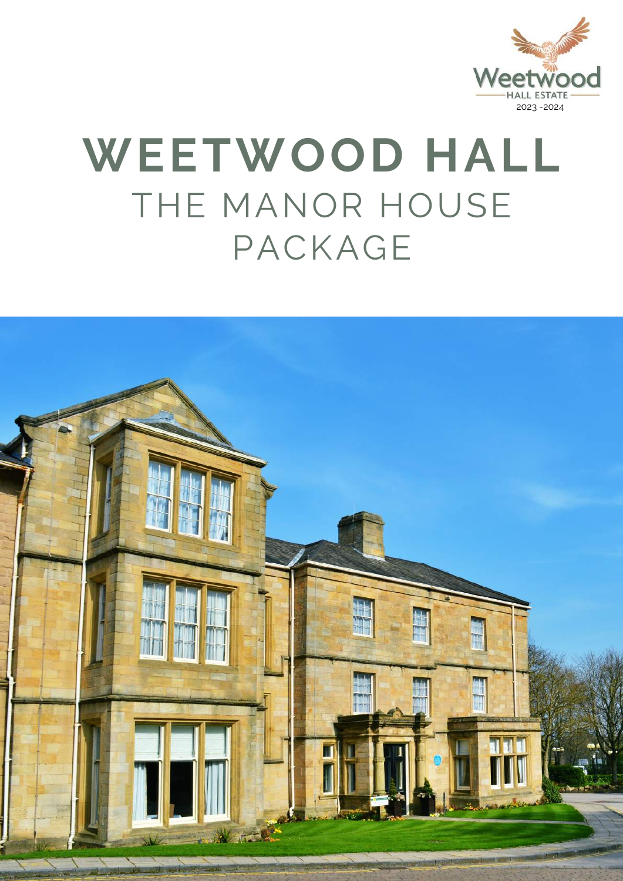Weetwood

HALL ESTATE

2023 -2024

# WEETWOOD HALL

## THE MANOR HOUSE PACKAGE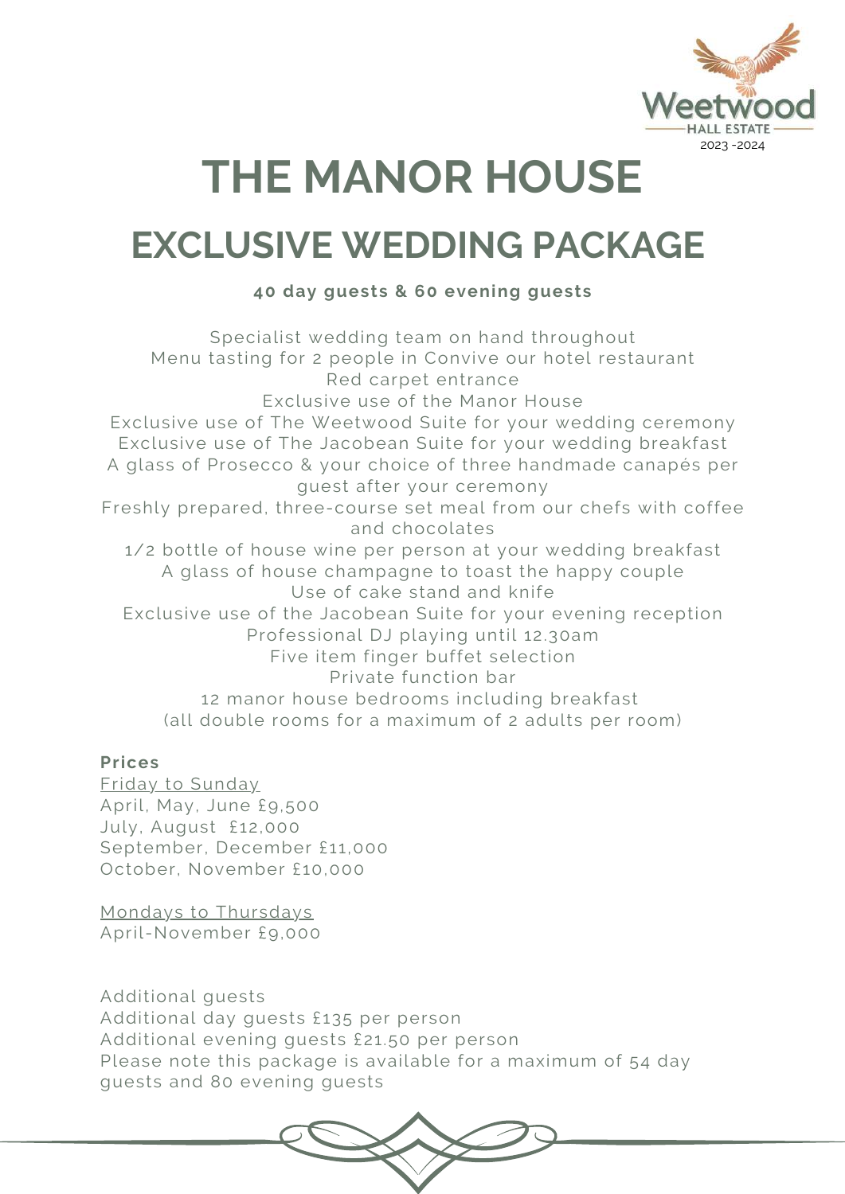Weetwood HALL ESTATE 2023 -2024

# THE MANOR HOUSE

## EXCLUSIVE WEDDING PACKAGE

**40 day guests & 60 evening guests**

Specialist wedding team on hand throughout
Menu tasting for 2 people in Convive our hotel restaurant
Red carpet entrance
Exclusive use of the Manor House
Exclusive use of The Weetwood Suite for your wedding ceremony
Exclusive use of The Jacobean Suite for your wedding breakfast
A glass of Prosecco & your choice of three handmade canapés per guest after your ceremony
Freshly prepared, three-course set meal from our chefs with coffee and chocolates
1/2 bottle of house wine per person at your wedding breakfast
A glass of house champagne to toast the happy couple
Use of cake stand and knife
Exclusive use of the Jacobean Suite for your evening reception
Professional DJ playing until 12.30am
Five item finger buffet selection
Private function bar
12 manor house bedrooms including breakfast
(all double rooms for a maximum of 2 adults per room)

**Prices**

Friday to Sunday
April, May, June £9,500
July, August £12,000
September, December £11,000
October, November £10,000

Mondays to Thursdays
April-November £9,000

Additional guests
Additional day guests £135 per person
Additional evening guests £21.50 per person
Please note this package is available for a maximum of 54 day guests and 80 evening guests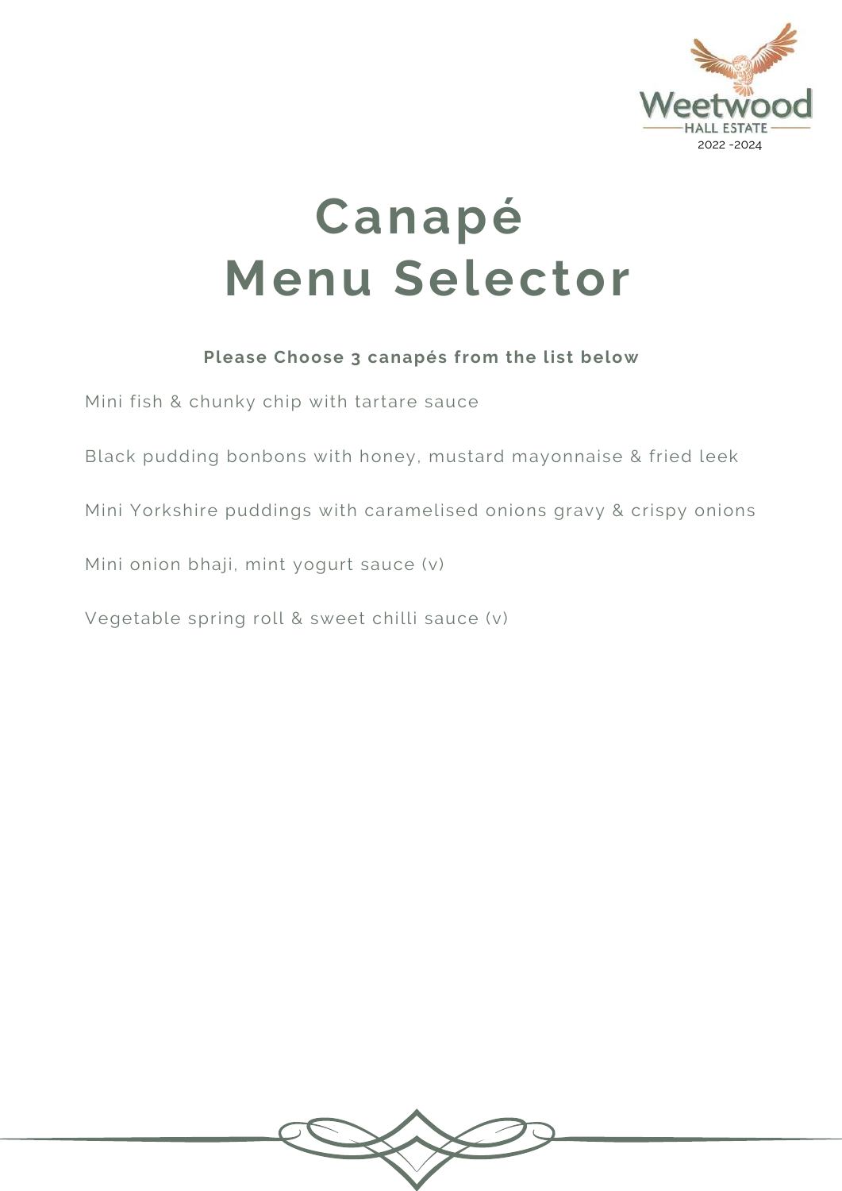Weetwood HALL ESTATE
2022 -2024

# Canapé Menu Selector

**Please Choose 3 canapés from the list below**

Mini fish & chunky chip with tartare sauce

Black pudding bonbons with honey, mustard mayonnaise & fried leek

Mini Yorkshire puddings with caramelised onions gravy & crispy onions

Mini onion bhaji, mint yogurt sauce (v)

Vegetable spring roll & sweet chilli sauce (v)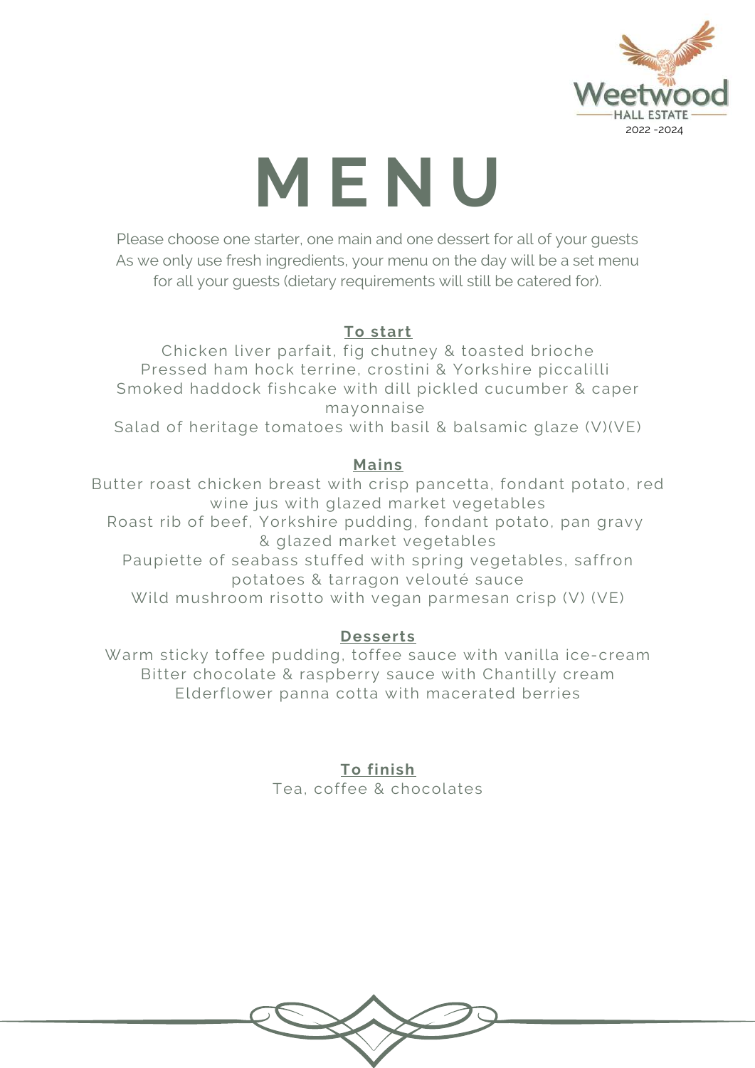Weetwood HALL ESTATE 2022 -2024

# MENU

Please choose one starter, one main and one dessert for all of your guests
As we only use fresh ingredients, your menu on the day will be a set menu for all your guests (dietary requirements will still be catered for).

## To start

Chicken liver parfait, fig chutney & toasted brioche
Pressed ham hock terrine, crostini & Yorkshire piccalilli
Smoked haddock fishcake with dill pickled cucumber & caper mayonnaise
Salad of heritage tomatoes with basil & balsamic glaze (V)(VE)

## Mains

Butter roast chicken breast with crisp pancetta, fondant potato, red wine jus with glazed market vegetables
Roast rib of beef, Yorkshire pudding, fondant potato, pan gravy & glazed market vegetables
Paupiette of seabass stuffed with spring vegetables, saffron potatoes & tarragon velouté sauce
Wild mushroom risotto with vegan parmesan crisp (V) (VE)

## Desserts

Warm sticky toffee pudding, toffee sauce with vanilla ice-cream
Bitter chocolate & raspberry sauce with Chantilly cream
Elderflower panna cotta with macerated berries

## To finish

Tea, coffee & chocolates